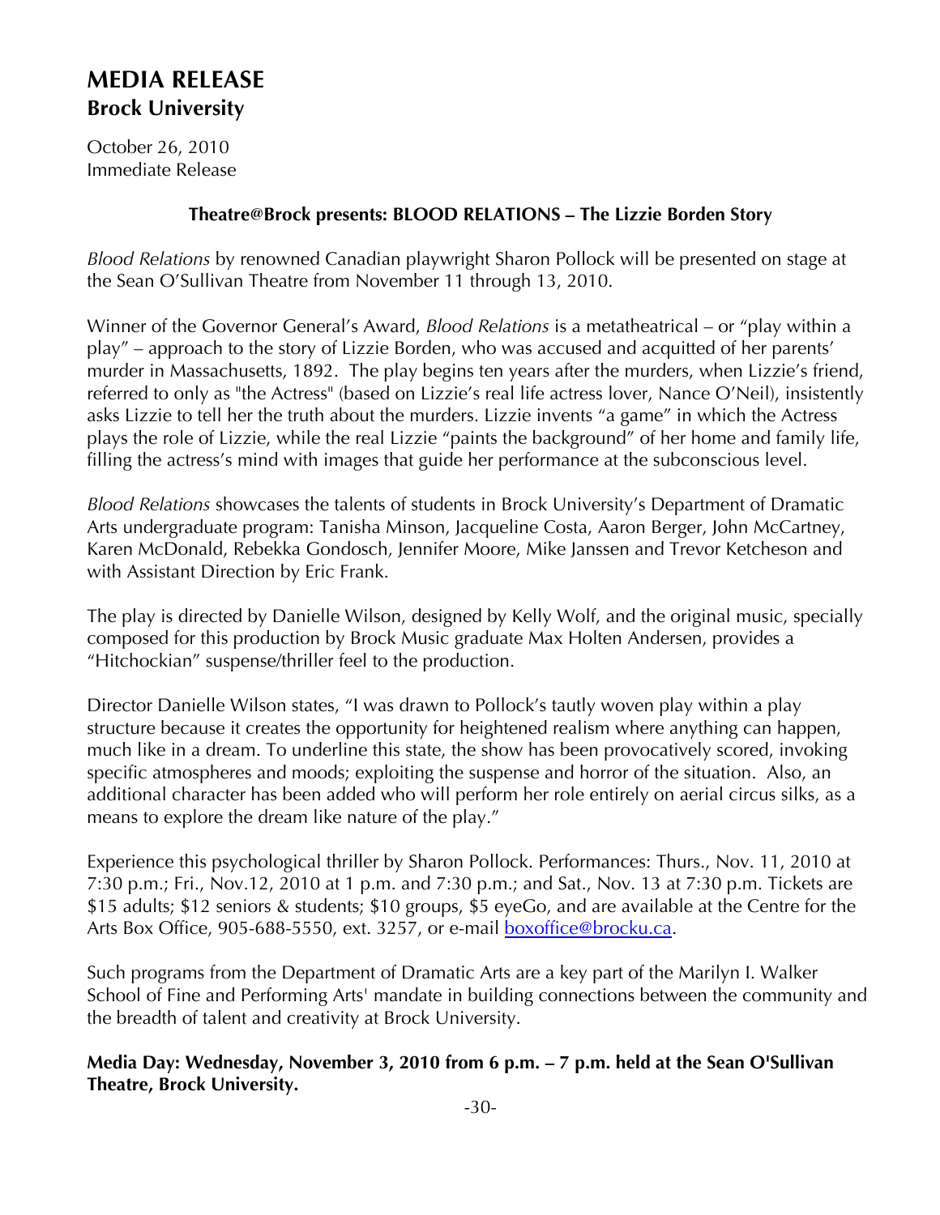# MEDIA RELEASE

## Brock University

October 26, 2010
Immediate Release

**Theatre@Brock presents: BLOOD RELATIONS – The Lizzie Borden Story**

*Blood Relations* by renowned Canadian playwright Sharon Pollock will be presented on stage at the Sean O'Sullivan Theatre from November 11 through 13, 2010.

Winner of the Governor General's Award, *Blood Relations* is a metatheatrical – or "play within a play" – approach to the story of Lizzie Borden, who was accused and acquitted of her parents' murder in Massachusetts, 1892. The play begins ten years after the murders, when Lizzie's friend, referred to only as "the Actress" (based on Lizzie's real life actress lover, Nance O'Neil), insistently asks Lizzie to tell her the truth about the murders. Lizzie invents "a game" in which the Actress plays the role of Lizzie, while the real Lizzie "paints the background" of her home and family life, filling the actress's mind with images that guide her performance at the subconscious level.

*Blood Relations* showcases the talents of students in Brock University's Department of Dramatic Arts undergraduate program: Tanisha Minson, Jacqueline Costa, Aaron Berger, John McCartney, Karen McDonald, Rebekka Gondosch, Jennifer Moore, Mike Janssen and Trevor Ketcheson and with Assistant Direction by Eric Frank.

The play is directed by Danielle Wilson, designed by Kelly Wolf, and the original music, specially composed for this production by Brock Music graduate Max Holten Andersen, provides a "Hitchockian" suspense/thriller feel to the production.

Director Danielle Wilson states, "I was drawn to Pollock's tautly woven play within a play structure because it creates the opportunity for heightened realism where anything can happen, much like in a dream. To underline this state, the show has been provocatively scored, invoking specific atmospheres and moods; exploiting the suspense and horror of the situation. Also, an additional character has been added who will perform her role entirely on aerial circus silks, as a means to explore the dream like nature of the play."

Experience this psychological thriller by Sharon Pollock. Performances: Thurs., Nov. 11, 2010 at 7:30 p.m.; Fri., Nov.12, 2010 at 1 p.m. and 7:30 p.m.; and Sat., Nov. 13 at 7:30 p.m. Tickets are $15 adults; $12 seniors & students; $10 groups, $5 eyeGo, and are available at the Centre for the Arts Box Office, 905-688-5550, ext. 3257, or e-mail boxoffice@brocku.ca.

Such programs from the Department of Dramatic Arts are a key part of the Marilyn I. Walker School of Fine and Performing Arts' mandate in building connections between the community and the breadth of talent and creativity at Brock University.

**Media Day: Wednesday, November 3, 2010 from 6 p.m. – 7 p.m. held at the Sean O'Sullivan Theatre, Brock University.**

-30-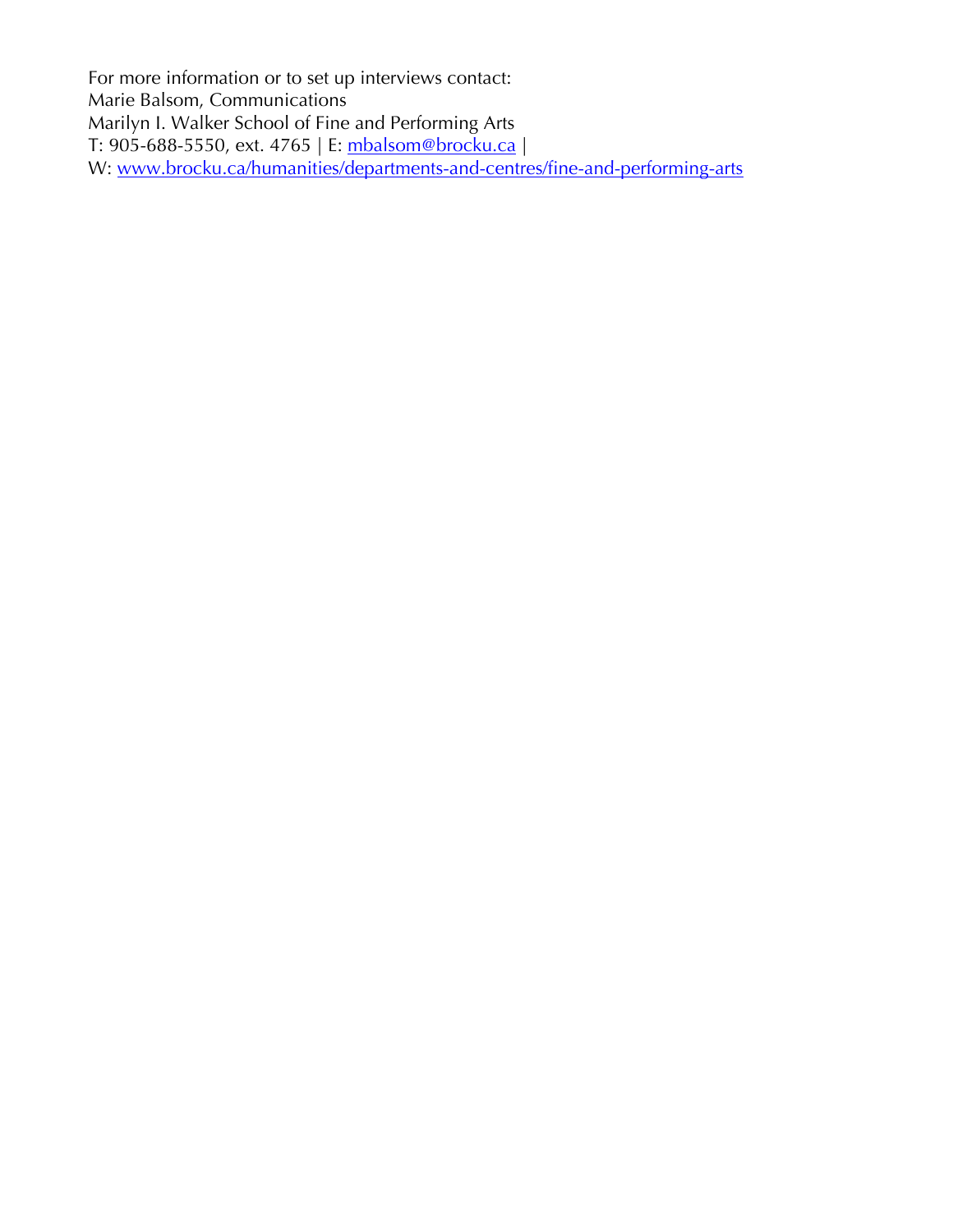For more information or to set up interviews contact:
Marie Balsom, Communications
Marilyn I. Walker School of Fine and Performing Arts
T: 905-688-5550, ext. 4765 | E: [mbalsom@brocku.ca](mailto:mbalsom@brocku.ca) |
W: [www.brocku.ca/humanities/departments-and-centres/fine-and-performing-arts](http://www.brocku.ca/humanities/departments-and-centres/fine-and-performing-arts)